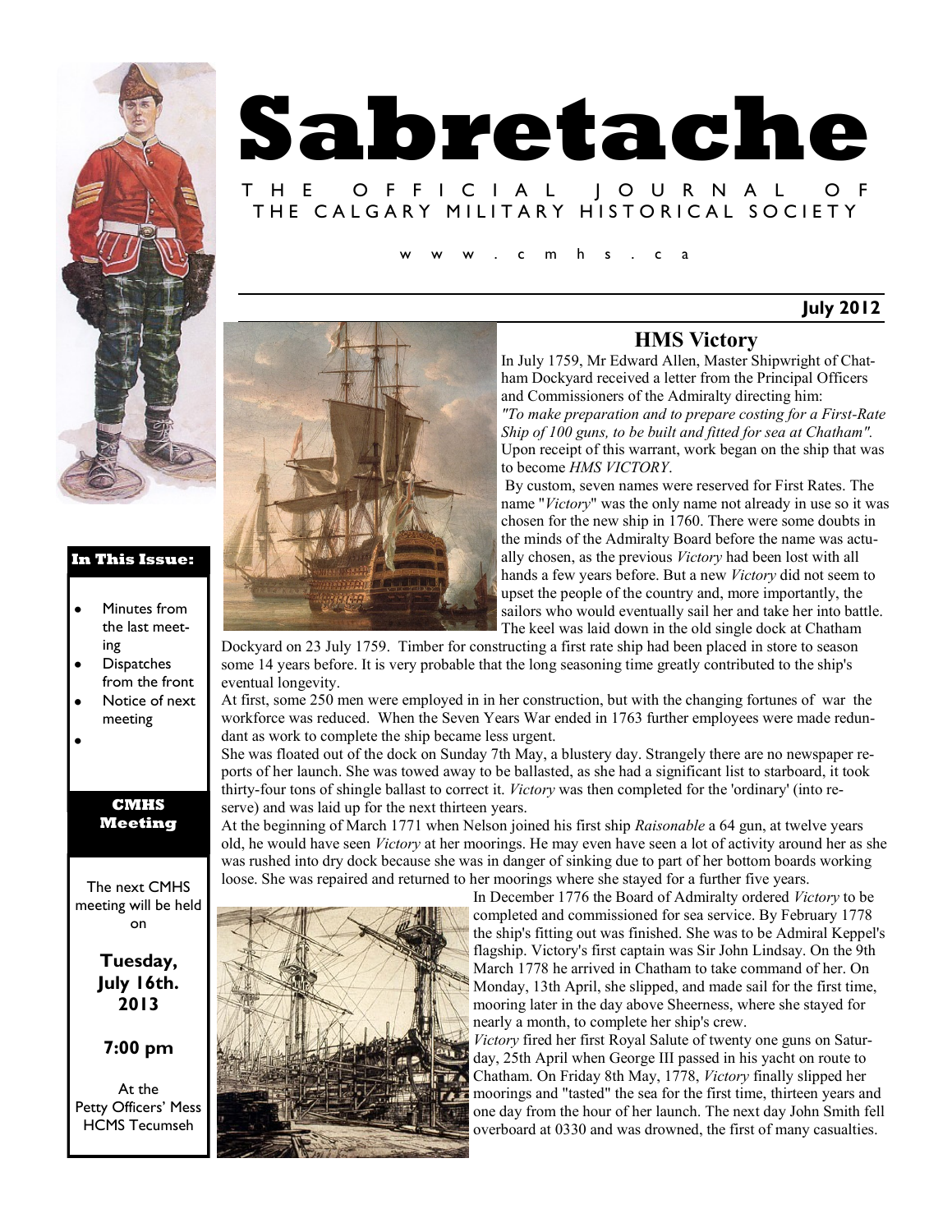# Sabretache

THE OFFICIAL JOURNAL OF THE CALGARY MILITARY HISTORICAL SOCIETY

www.cmhs.ca

**July 2012**

## HMS Victory

In July 1759, Mr Edward Allen, Master Shipwright of Chatham Dockyard received a letter from the Principal Officers and Commissioners of the Admiralty directing him: *"To make preparation and to prepare costing for a First-Rate Ship of 100 guns, to be built and fitted for sea at Chatham".* Upon receipt of this warrant, work began on the ship that was to become *HMS VICTORY*.

By custom, seven names were reserved for First Rates. The name "*Victory*" was the only name not already in use so it was chosen for the new ship in 1760. There were some doubts in the minds of the Admiralty Board before the name was actually chosen, as the previous *Victory* had been lost with all hands a few years before. But a new *Victory* did not seem to upset the people of the country and, more importantly, the sailors who would eventually sail her and take her into battle. The keel was laid down in the old single dock at Chatham Dockyard on 23 July 1759. Timber for constructing a first rate ship had been placed in store to season some 14 years before. It is very probable that the long seasoning time greatly contributed to the ship's eventual longevity.

At first, some 250 men were employed in in her construction, but with the changing fortunes of war the workforce was reduced. When the Seven Years War ended in 1763 further employees were made redundant as work to complete the ship became less urgent.

She was floated out of the dock on Sunday 7th May, a blustery day. Strangely there are no newspaper reports of her launch. She was towed away to be ballasted, as she had a significant list to starboard, it took thirty-four tons of shingle ballast to correct it. *Victory* was then completed for the 'ordinary' (into reserve) and was laid up for the next thirteen years.

At the beginning of March 1771 when Nelson joined his first ship *Raisonable* a 64 gun, at twelve years old, he would have seen *Victory* at her moorings. He may even have seen a lot of activity around her as she was rushed into dry dock because she was in danger of sinking due to part of her bottom boards working loose. She was repaired and returned to her moorings where she stayed for a further five years.

In December 1776 the Board of Admiralty ordered *Victory* to be completed and commissioned for sea service. By February 1778 the ship's fitting out was finished. She was to be Admiral Keppel's flagship. Victory's first captain was Sir John Lindsay. On the 9th March 1778 he arrived in Chatham to take command of her. On Monday, 13th April, she slipped, and made sail for the first time, mooring later in the day above Sheerness, where she stayed for nearly a month, to complete her ship's crew.

*Victory* fired her first Royal Salute of twenty one guns on Saturday, 25th April when George III passed in his yacht on route to Chatham. On Friday 8th May, 1778, *Victory* finally slipped her moorings and "tasted" the sea for the first time, thirteen years and one day from the hour of her launch. The next day John Smith fell overboard at 0330 and was drowned, the first of many casualties.

---

**In This Issue:**

- Minutes from the last meeting
- Dispatches from the front
- Notice of next meeting

**CMHS Meeting**

The next CMHS meeting will be held on

**Tuesday, July 16th. 2013**

**7:00 pm**

At the Petty Officers' Mess HCMS Tecumseh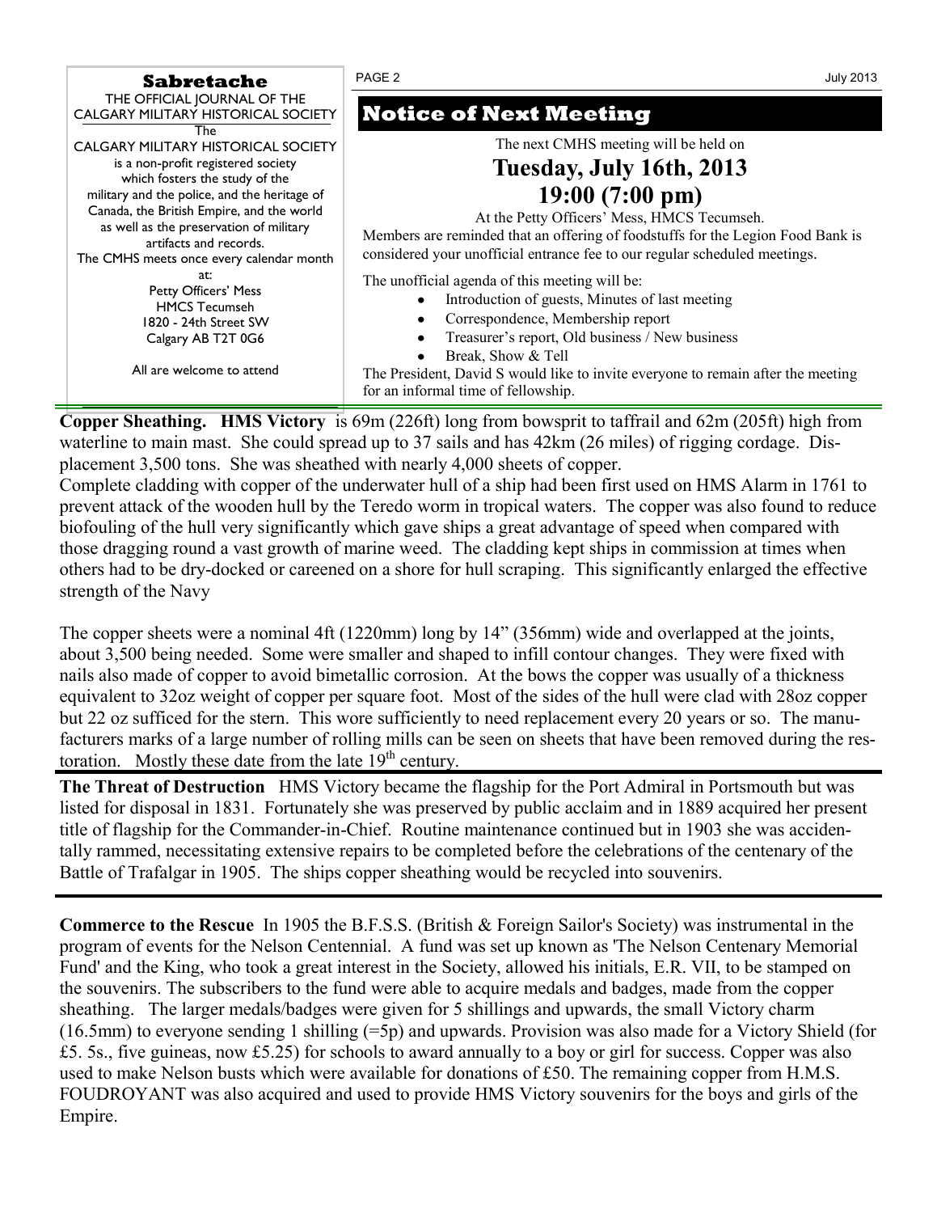**Sabretache**

THE OFFICIAL JOURNAL OF THE CALGARY MILITARY HISTORICAL SOCIETY

The CALGARY MILITARY HISTORICAL SOCIETY is a non-profit registered society which fosters the study of the military and the police, and the heritage of Canada, the British Empire, and the world as well as the preservation of military artifacts and records.

The CMHS meets once every calendar month at:

Petty Officers' Mess
HMCS Tecumseh
1820 - 24th Street SW
Calgary AB T2T 0G6

All are welcome to attend

## Notice of Next Meeting

The next CMHS meeting will be held on

**Tuesday, July 16th, 2013**
**19:00 (7:00 pm)**

At the Petty Officers' Mess, HMCS Tecumseh.

Members are reminded that an offering of foodstuffs for the Legion Food Bank is considered your unofficial entrance fee to our regular scheduled meetings.

The unofficial agenda of this meeting will be:

- Introduction of guests, Minutes of last meeting
- Correspondence, Membership report
- Treasurer's report, Old business / New business
- Break, Show & Tell

The President, David S would like to invite everyone to remain after the meeting for an informal time of fellowship.

**Copper Sheathing. HMS Victory** is 69m (226ft) long from bowsprit to taffrail and 62m (205ft) high from waterline to main mast. She could spread up to 37 sails and has 42km (26 miles) of rigging cordage. Displacement 3,500 tons. She was sheathed with nearly 4,000 sheets of copper.

Complete cladding with copper of the underwater hull of a ship had been first used on HMS Alarm in 1761 to prevent attack of the wooden hull by the Teredo worm in tropical waters. The copper was also found to reduce biofouling of the hull very significantly which gave ships a great advantage of speed when compared with those dragging round a vast growth of marine weed. The cladding kept ships in commission at times when others had to be dry-docked or careened on a shore for hull scraping. This significantly enlarged the effective strength of the Navy

The copper sheets were a nominal 4ft (1220mm) long by 14" (356mm) wide and overlapped at the joints, about 3,500 being needed. Some were smaller and shaped to infill contour changes. They were fixed with nails also made of copper to avoid bimetallic corrosion. At the bows the copper was usually of a thickness equivalent to 32oz weight of copper per square foot. Most of the sides of the hull were clad with 28oz copper but 22 oz sufficed for the stern. This wore sufficiently to need replacement every 20 years or so. The manufacturers marks of a large number of rolling mills can be seen on sheets that have been removed during the restoration. Mostly these date from the late 19th century.

**The Threat of Destruction** HMS Victory became the flagship for the Port Admiral in Portsmouth but was listed for disposal in 1831. Fortunately she was preserved by public acclaim and in 1889 acquired her present title of flagship for the Commander-in-Chief. Routine maintenance continued but in 1903 she was accidentally rammed, necessitating extensive repairs to be completed before the celebrations of the centenary of the Battle of Trafalgar in 1905. The ships copper sheathing would be recycled into souvenirs.

**Commerce to the Rescue** In 1905 the B.F.S.S. (British & Foreign Sailor's Society) was instrumental in the program of events for the Nelson Centennial. A fund was set up known as 'The Nelson Centenary Memorial Fund' and the King, who took a great interest in the Society, allowed his initials, E.R. VII, to be stamped on the souvenirs. The subscribers to the fund were able to acquire medals and badges, made from the copper sheathing. The larger medals/badges were given for 5 shillings and upwards, the small Victory charm (16.5mm) to everyone sending 1 shilling (=5p) and upwards. Provision was also made for a Victory Shield (for £5. 5s., five guineas, now £5.25) for schools to award annually to a boy or girl for success. Copper was also used to make Nelson busts which were available for donations of £50. The remaining copper from H.M.S. FOUDROYANT was also acquired and used to provide HMS Victory souvenirs for the boys and girls of the Empire.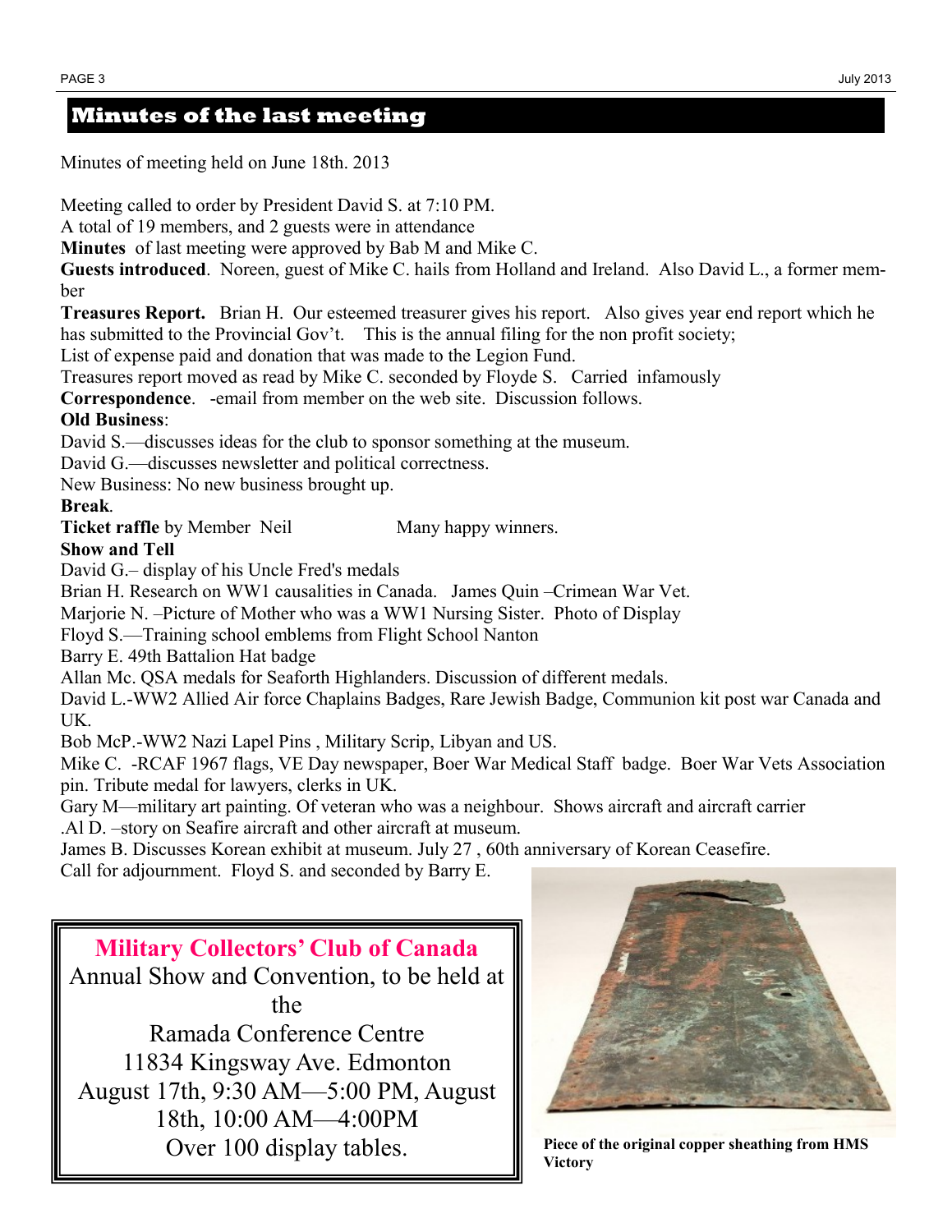## Minutes of the last meeting

Minutes of meeting held on June 18th. 2013

Meeting called to order by President David S. at 7:10 PM.
A total of 19 members, and 2 guests were in attendance
**Minutes** of last meeting were approved by Bab M and Mike C.
**Guests introduced**. Noreen, guest of Mike C. hails from Holland and Ireland. Also David L., a former member
**Treasures Report.** Brian H. Our esteemed treasurer gives his report. Also gives year end report which he has submitted to the Provincial Gov't. This is the annual filing for the non profit society;
List of expense paid and donation that was made to the Legion Fund.
Treasures report moved as read by Mike C. seconded by Floyde S. Carried infamously
**Correspondence**. -email from member on the web site. Discussion follows.
**Old Business**:
David S.—discusses ideas for the club to sponsor something at the museum.
David G.—discusses newsletter and political correctness.
New Business: No new business brought up.
**Break**.
**Ticket raffle** by Member Neil Many happy winners.
**Show and Tell**
David G.– display of his Uncle Fred's medals
Brian H. Research on WW1 causalities in Canada. James Quin –Crimean War Vet.
Marjorie N. –Picture of Mother who was a WW1 Nursing Sister. Photo of Display
Floyd S.—Training school emblems from Flight School Nanton
Barry E. 49th Battalion Hat badge
Allan Mc. QSA medals for Seaforth Highlanders. Discussion of different medals.
David L.-WW2 Allied Air force Chaplains Badges, Rare Jewish Badge, Communion kit post war Canada and UK.
Bob McP.-WW2 Nazi Lapel Pins , Military Scrip, Libyan and US.
Mike C. -RCAF 1967 flags, VE Day newspaper, Boer War Medical Staff badge. Boer War Vets Association pin. Tribute medal for lawyers, clerks in UK.
Gary M—military art painting. Of veteran who was a neighbour. Shows aircraft and aircraft carrier
.Al D. –story on Seafire aircraft and other aircraft at museum.
James B. Discusses Korean exhibit at museum. July 27 , 60th anniversary of Korean Ceasefire.
Call for adjournment. Floyd S. and seconded by Barry E.

**Military Collectors' Club of Canada**
Annual Show and Convention, to be held at the
Ramada Conference Centre
11834 Kingsway Ave. Edmonton
August 17th, 9:30 AM—5:00 PM, August 18th, 10:00 AM—4:00PM
Over 100 display tables.

**Piece of the original copper sheathing from HMS Victory**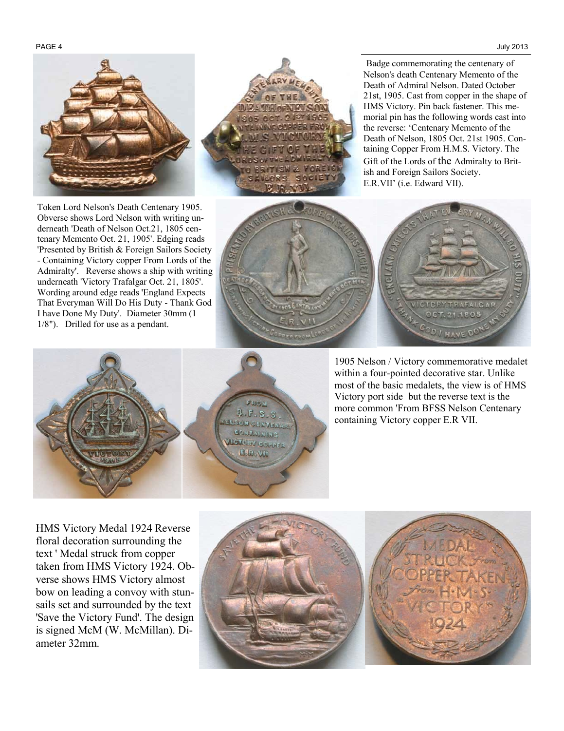Badge commemorating the centenary of Nelson's death Centenary Memento of the Death of Admiral Nelson. Dated October 21st, 1905. Cast from copper in the shape of HMS Victory. Pin back fastener. This memorial pin has the following words cast into the reverse: 'Centenary Memento of the Death of Nelson, 1805 Oct. 21st 1905. Containing Copper From H.M.S. Victory. The Gift of the Lords of the Admiralty to British and Foreign Sailors Society. E.R.VII' (i.e. Edward VII).

Token Lord Nelson's Death Centenary 1905. Obverse shows Lord Nelson with writing underneath 'Death of Nelson Oct.21, 1805 centenary Memento Oct. 21, 1905'. Edging reads 'Presented by British & Foreign Sailors Society - Containing Victory copper From Lords of the Admiralty'. Reverse shows a ship with writing underneath 'Victory Trafalgar Oct. 21, 1805'. Wording around edge reads 'England Expects That Everyman Will Do His Duty - Thank God I have Done My Duty'. Diameter 30mm (1 1/8"). Drilled for use as a pendant.

1905 Nelson / Victory commemorative medalet within a four-pointed decorative star. Unlike most of the basic medalets, the view is of HMS Victory port side but the reverse text is the more common 'From BFSS Nelson Centenary containing Victory copper E.R VII.

HMS Victory Medal 1924 Reverse floral decoration surrounding the text ' Medal struck from copper taken from HMS Victory 1924. Obverse shows HMS Victory almost bow on leading a convoy with stunsails set and surrounded by the text 'Save the Victory Fund'. The design is signed McM (W. McMillan). Diameter 32mm.